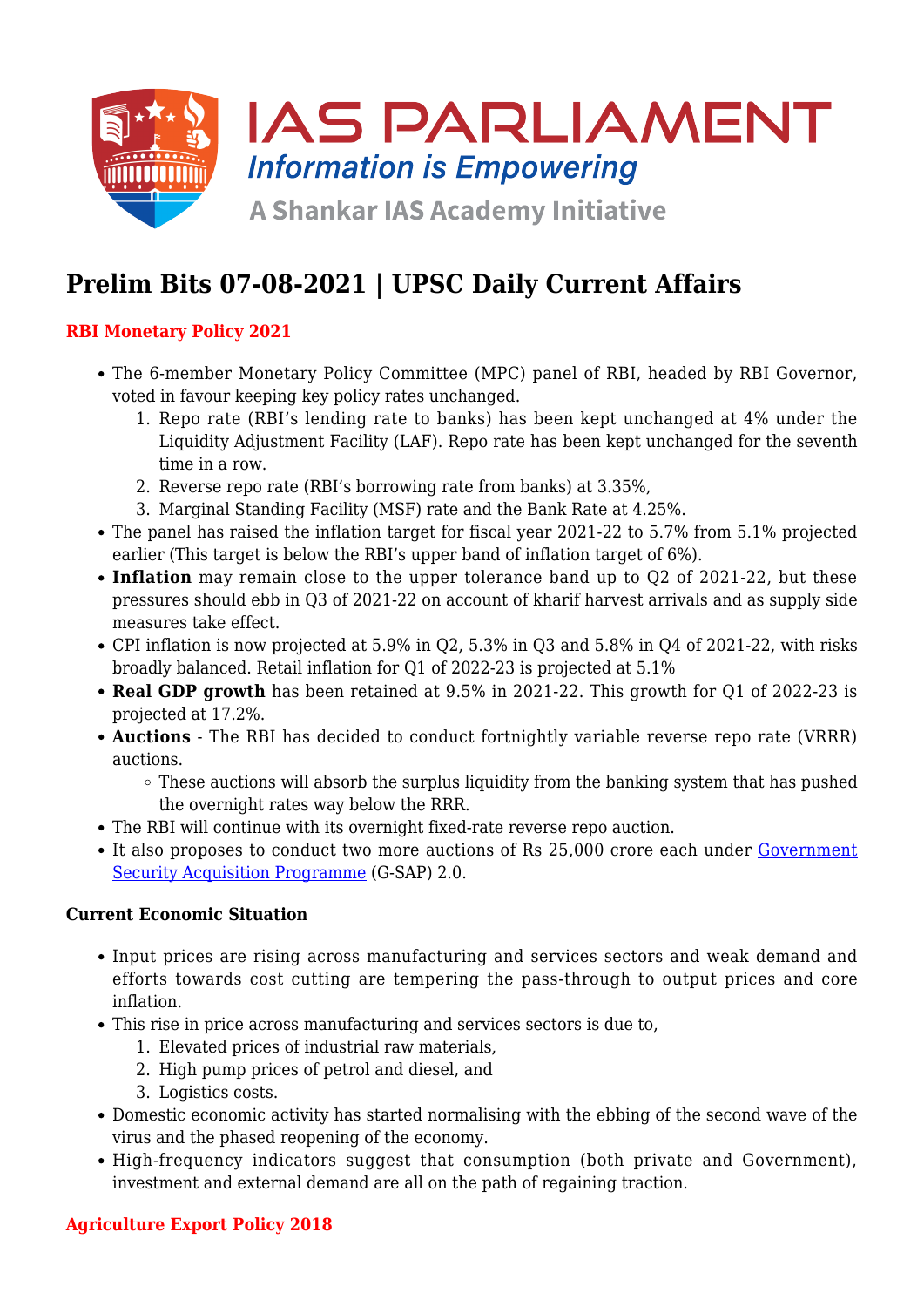IAS PARLIAMENT
*Information is Empowering*
A Shankar IAS Academy Initiative

# Prelim Bits 07-08-2021 | UPSC Daily Current Affairs

## RBI Monetary Policy 2021

- The 6-member Monetary Policy Committee (MPC) panel of RBI, headed by RBI Governor, voted in favour keeping key policy rates unchanged.
  1. Repo rate (RBI's lending rate to banks) has been kept unchanged at 4% under the Liquidity Adjustment Facility (LAF). Repo rate has been kept unchanged for the seventh time in a row.
  2. Reverse repo rate (RBI's borrowing rate from banks) at 3.35%,
  3. Marginal Standing Facility (MSF) rate and the Bank Rate at 4.25%.
- The panel has raised the inflation target for fiscal year 2021-22 to 5.7% from 5.1% projected earlier (This target is below the RBI's upper band of inflation target of 6%).
- **Inflation** may remain close to the upper tolerance band up to Q2 of 2021-22, but these pressures should ebb in Q3 of 2021-22 on account of kharif harvest arrivals and as supply side measures take effect.
- CPI inflation is now projected at 5.9% in Q2, 5.3% in Q3 and 5.8% in Q4 of 2021-22, with risks broadly balanced. Retail inflation for Q1 of 2022-23 is projected at 5.1%
- **Real GDP growth** has been retained at 9.5% in 2021-22. This growth for Q1 of 2022-23 is projected at 17.2%.
- **Auctions** - The RBI has decided to conduct fortnightly variable reverse repo rate (VRRR) auctions.
  - These auctions will absorb the surplus liquidity from the banking system that has pushed the overnight rates way below the RRR.
- The RBI will continue with its overnight fixed-rate reverse repo auction.
- It also proposes to conduct two more auctions of Rs 25,000 crore each under Government Security Acquisition Programme (G-SAP) 2.0.

### Current Economic Situation

- Input prices are rising across manufacturing and services sectors and weak demand and efforts towards cost cutting are tempering the pass-through to output prices and core inflation.
- This rise in price across manufacturing and services sectors is due to,
  1. Elevated prices of industrial raw materials,
  2. High pump prices of petrol and diesel, and
  3. Logistics costs.
- Domestic economic activity has started normalising with the ebbing of the second wave of the virus and the phased reopening of the economy.
- High-frequency indicators suggest that consumption (both private and Government), investment and external demand are all on the path of regaining traction.

## Agriculture Export Policy 2018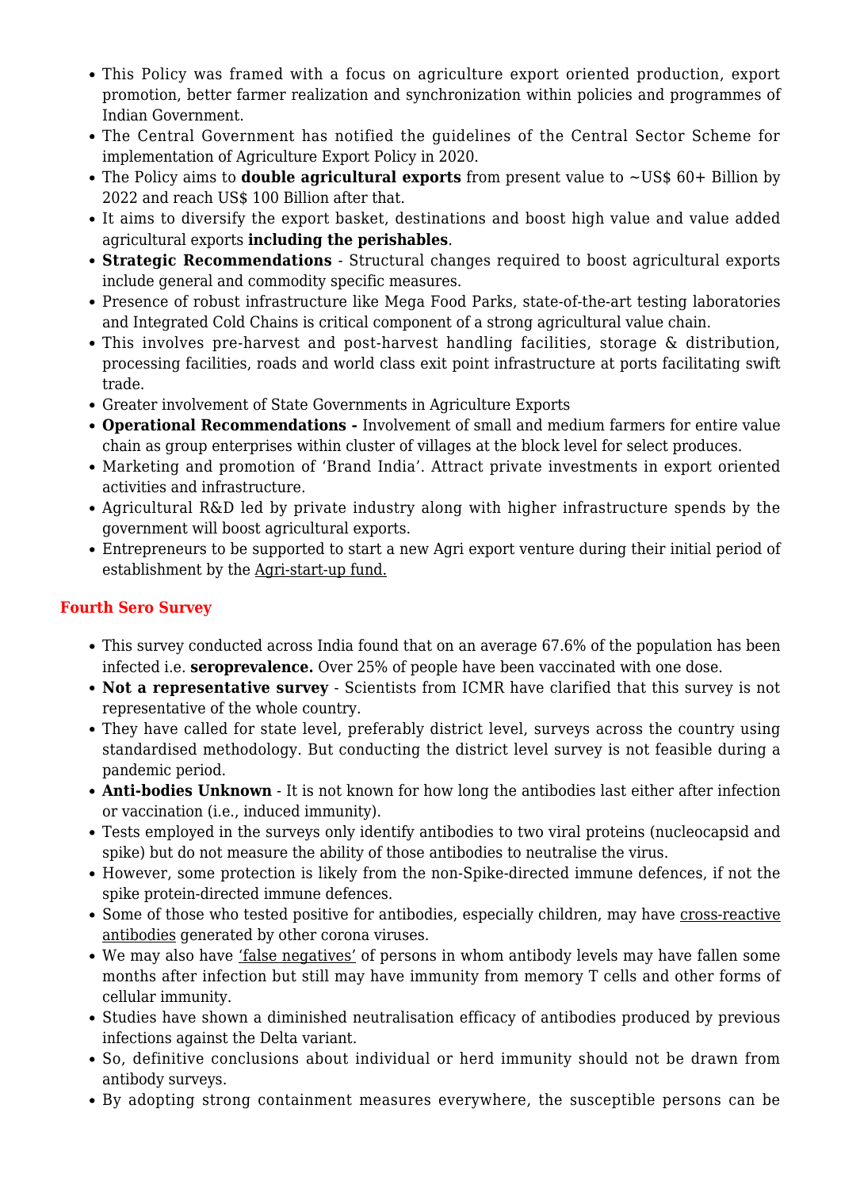- This Policy was framed with a focus on agriculture export oriented production, export promotion, better farmer realization and synchronization within policies and programmes of Indian Government.
- The Central Government has notified the guidelines of the Central Sector Scheme for implementation of Agriculture Export Policy in 2020.
- The Policy aims to **double agricultural exports** from present value to ~US$ 60+ Billion by 2022 and reach US$ 100 Billion after that.
- It aims to diversify the export basket, destinations and boost high value and value added agricultural exports **including the perishables**.
- **Strategic Recommendations** - Structural changes required to boost agricultural exports include general and commodity specific measures.
- Presence of robust infrastructure like Mega Food Parks, state-of-the-art testing laboratories and Integrated Cold Chains is critical component of a strong agricultural value chain.
- This involves pre-harvest and post-harvest handling facilities, storage & distribution, processing facilities, roads and world class exit point infrastructure at ports facilitating swift trade.
- Greater involvement of State Governments in Agriculture Exports
- **Operational Recommendations -** Involvement of small and medium farmers for entire value chain as group enterprises within cluster of villages at the block level for select produces.
- Marketing and promotion of 'Brand India'. Attract private investments in export oriented activities and infrastructure.
- Agricultural R&D led by private industry along with higher infrastructure spends by the government will boost agricultural exports.
- Entrepreneurs to be supported to start a new Agri export venture during their initial period of establishment by the Agri-start-up fund.

## Fourth Sero Survey

- This survey conducted across India found that on an average 67.6% of the population has been infected i.e. **seroprevalence.** Over 25% of people have been vaccinated with one dose.
- **Not a representative survey** - Scientists from ICMR have clarified that this survey is not representative of the whole country.
- They have called for state level, preferably district level, surveys across the country using standardised methodology. But conducting the district level survey is not feasible during a pandemic period.
- **Anti-bodies Unknown** - It is not known for how long the antibodies last either after infection or vaccination (i.e., induced immunity).
- Tests employed in the surveys only identify antibodies to two viral proteins (nucleocapsid and spike) but do not measure the ability of those antibodies to neutralise the virus.
- However, some protection is likely from the non-Spike-directed immune defences, if not the spike protein-directed immune defences.
- Some of those who tested positive for antibodies, especially children, may have cross-reactive antibodies generated by other corona viruses.
- We may also have 'false negatives' of persons in whom antibody levels may have fallen some months after infection but still may have immunity from memory T cells and other forms of cellular immunity.
- Studies have shown a diminished neutralisation efficacy of antibodies produced by previous infections against the Delta variant.
- So, definitive conclusions about individual or herd immunity should not be drawn from antibody surveys.
- By adopting strong containment measures everywhere, the susceptible persons can be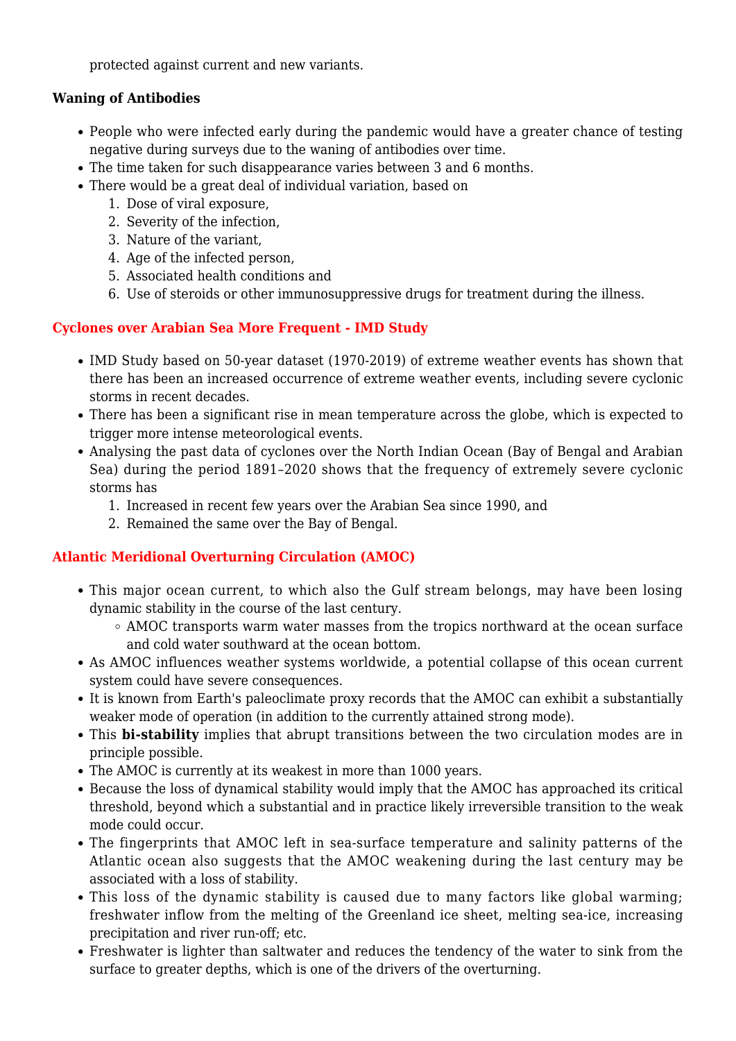protected against current and new variants.

### Waning of Antibodies

- People who were infected early during the pandemic would have a greater chance of testing negative during surveys due to the waning of antibodies over time.
- The time taken for such disappearance varies between 3 and 6 months.
- There would be a great deal of individual variation, based on
    1. Dose of viral exposure,
    2. Severity of the infection,
    3. Nature of the variant,
    4. Age of the infected person,
    5. Associated health conditions and
    6. Use of steroids or other immunosuppressive drugs for treatment during the illness.

## Cyclones over Arabian Sea More Frequent - IMD Study

- IMD Study based on 50-year dataset (1970-2019) of extreme weather events has shown that there has been an increased occurrence of extreme weather events, including severe cyclonic storms in recent decades.
- There has been a significant rise in mean temperature across the globe, which is expected to trigger more intense meteorological events.
- Analysing the past data of cyclones over the North Indian Ocean (Bay of Bengal and Arabian Sea) during the period 1891–2020 shows that the frequency of extremely severe cyclonic storms has
    1. Increased in recent few years over the Arabian Sea since 1990, and
    2. Remained the same over the Bay of Bengal.

## Atlantic Meridional Overturning Circulation (AMOC)

- This major ocean current, to which also the Gulf stream belongs, may have been losing dynamic stability in the course of the last century.
    - AMOC transports warm water masses from the tropics northward at the ocean surface and cold water southward at the ocean bottom.
- As AMOC influences weather systems worldwide, a potential collapse of this ocean current system could have severe consequences.
- It is known from Earth's paleoclimate proxy records that the AMOC can exhibit a substantially weaker mode of operation (in addition to the currently attained strong mode).
- This **bi-stability** implies that abrupt transitions between the two circulation modes are in principle possible.
- The AMOC is currently at its weakest in more than 1000 years.
- Because the loss of dynamical stability would imply that the AMOC has approached its critical threshold, beyond which a substantial and in practice likely irreversible transition to the weak mode could occur.
- The fingerprints that AMOC left in sea-surface temperature and salinity patterns of the Atlantic ocean also suggests that the AMOC weakening during the last century may be associated with a loss of stability.
- This loss of the dynamic stability is caused due to many factors like global warming; freshwater inflow from the melting of the Greenland ice sheet, melting sea-ice, increasing precipitation and river run-off; etc.
- Freshwater is lighter than saltwater and reduces the tendency of the water to sink from the surface to greater depths, which is one of the drivers of the overturning.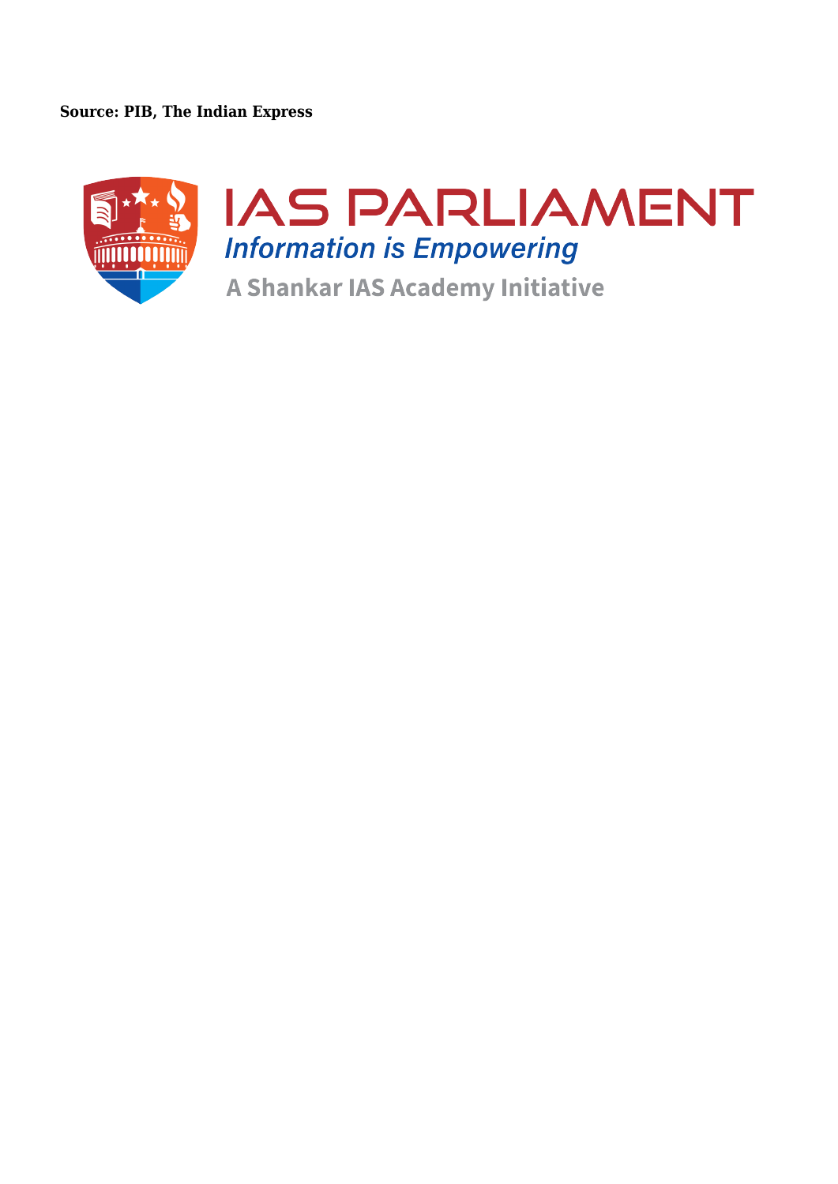**Source: PIB, The Indian Express**